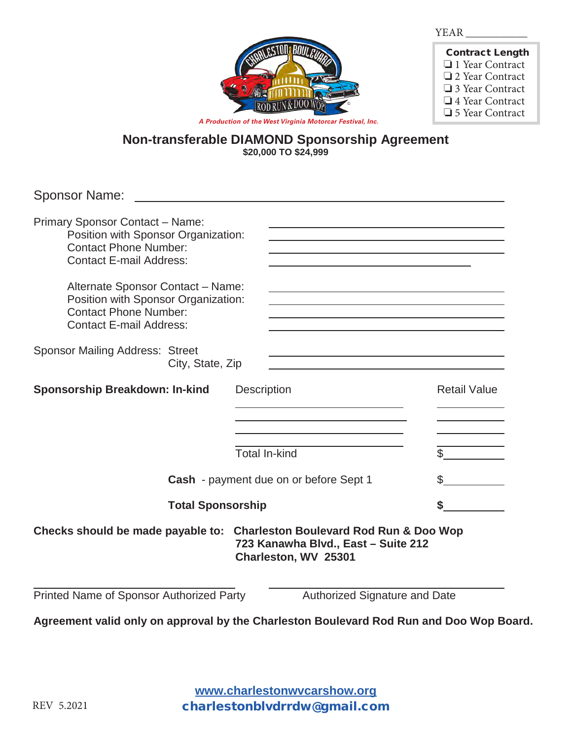YEAR ___________

**Contract Length**
- ❑ 1 Year Contract
- ❑ 2 Year Contract
- ❑ 3 Year Contract
- ❑ 4 Year Contract
- ❑ 5 Year Contract

*A Production of the West Virginia Motorcar Festival, Inc.*

## Non-transferable DIAMOND Sponsorship Agreement

**$20,000 TO $24,999**

Sponsor Name: ______________________________________________

Primary Sponsor Contact – Name: ______________________________
Position with Sponsor Organization: ______________________________
Contact Phone Number: ______________________________
Contact E-mail Address: ______________________________

Alternate Sponsor Contact – Name: ______________________________
Position with Sponsor Organization: ______________________________
Contact Phone Number: ______________________________
Contact E-mail Address: ______________________________

Sponsor Mailing Address: Street ______________________________
City, State, Zip ______________________________

| **Sponsorship Breakdown: In-kind** | Description | Retail Value |
|---|---|---|
| | ______________________ | __________ |
| | ______________________ | __________ |
| | ______________________ | __________ |
| | ______________________ | __________ |
| | Total In-kind | $__________ |
| | **Cash** - payment due on or before Sept 1 | $__________ |
| | **Total Sponsorship** | **$**__________ |

**Checks should be made payable to: Charleston Boulevard Rod Run & Doo Wop**
**723 Kanawha Blvd., East – Suite 212**
**Charleston, WV 25301**

______________________________ ______________________________
Printed Name of Sponsor Authorized Party Authorized Signature and Date

**Agreement valid only on approval by the Charleston Boulevard Rod Run and Doo Wop Board.**

www.charlestonwvcarshow.org
charlestonblvdrrdw@gmail.com

REV 5.2021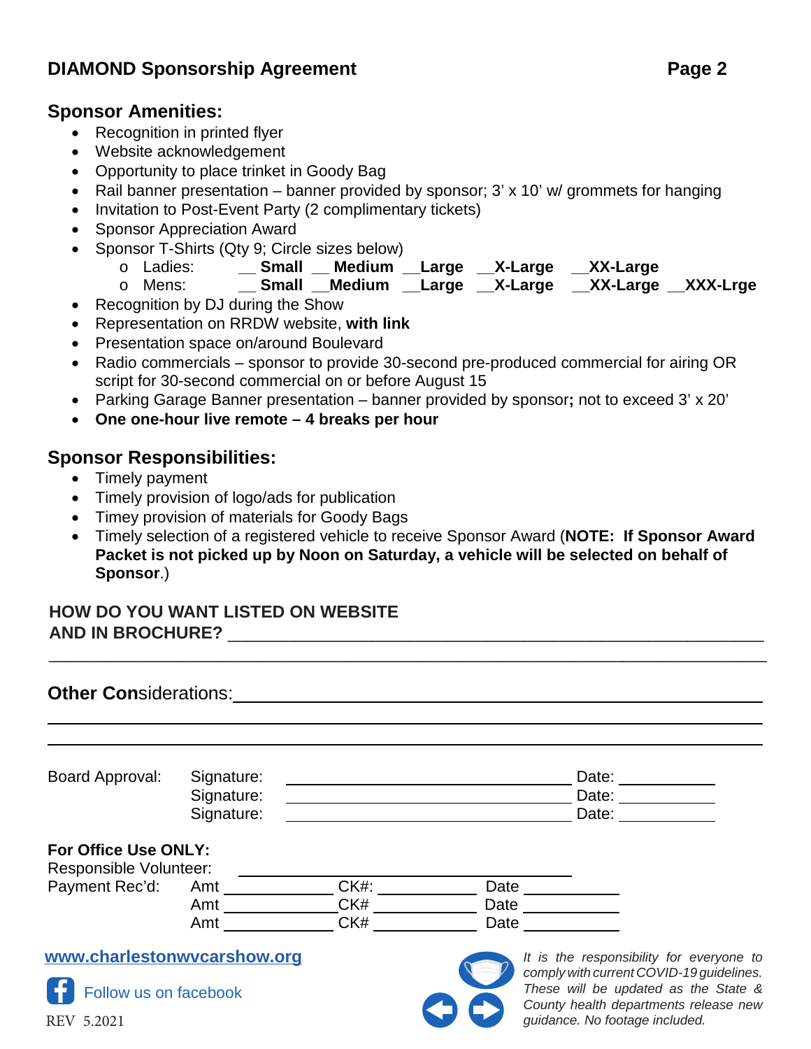## DIAMOND Sponsorship Agreement

## Sponsor Amenities:

- Recognition in printed flyer
- Website acknowledgement
- Opportunity to place trinket in Goody Bag
- Rail banner presentation – banner provided by sponsor; 3' x 10' w/ grommets for hanging
- Invitation to Post-Event Party (2 complimentary tickets)
- Sponsor Appreciation Award
- Sponsor T-Shirts (Qty 9; Circle sizes below)
  - Ladies: **__ Small __ Medium __Large __X-Large __XX-Large**
  - Mens: **__ Small __Medium __Large __X-Large __XX-Large __XXX-Lrge**
- Recognition by DJ during the Show
- Representation on RRDW website, **with link**
- Presentation space on/around Boulevard
- Radio commercials – sponsor to provide 30-second pre-produced commercial for airing OR script for 30-second commercial on or before August 15
- Parking Garage Banner presentation – banner provided by sponsor**;** not to exceed 3' x 20'
- **One one-hour live remote – 4 breaks per hour**

## Sponsor Responsibilities:

- Timely payment
- Timely provision of logo/ads for publication
- Timey provision of materials for Goody Bags
- Timely selection of a registered vehicle to receive Sponsor Award (**NOTE: If Sponsor Award Packet is not picked up by Noon on Saturday, a vehicle will be selected on behalf of Sponsor**.)

**HOW DO YOU WANT LISTED ON WEBSITE AND IN BROCHURE?** ________________________________________________

________________________________________________________________

**Other Con**siderations: ________________________________________________

________________________________________________________________

________________________________________________________________

| | | | | |
|---|---|---|---|---|
| Board Approval: | Signature: | ______________________ | Date: | __________ |
| | Signature: | ______________________ | Date: | __________ |
| | Signature: | ______________________ | Date: | __________ |

**For Office Use ONLY:**

Responsible Volunteer: ______________________

| | | | | | | |
|---|---|---|---|---|---|---|
| Payment Rec'd: | Amt | __________ | CK#: | __________ | Date | __________ |
| | Amt | __________ | CK# | __________ | Date | __________ |
| | Amt | __________ | CK# | __________ | Date | __________ |

**www.charlestonwvcarshow.org**

Follow us on facebook

*It is the responsibility for everyone to comply with current COVID-19 guidelines. These will be updated as the State & County health departments release new guidance. No footage included.*

REV 5.2021